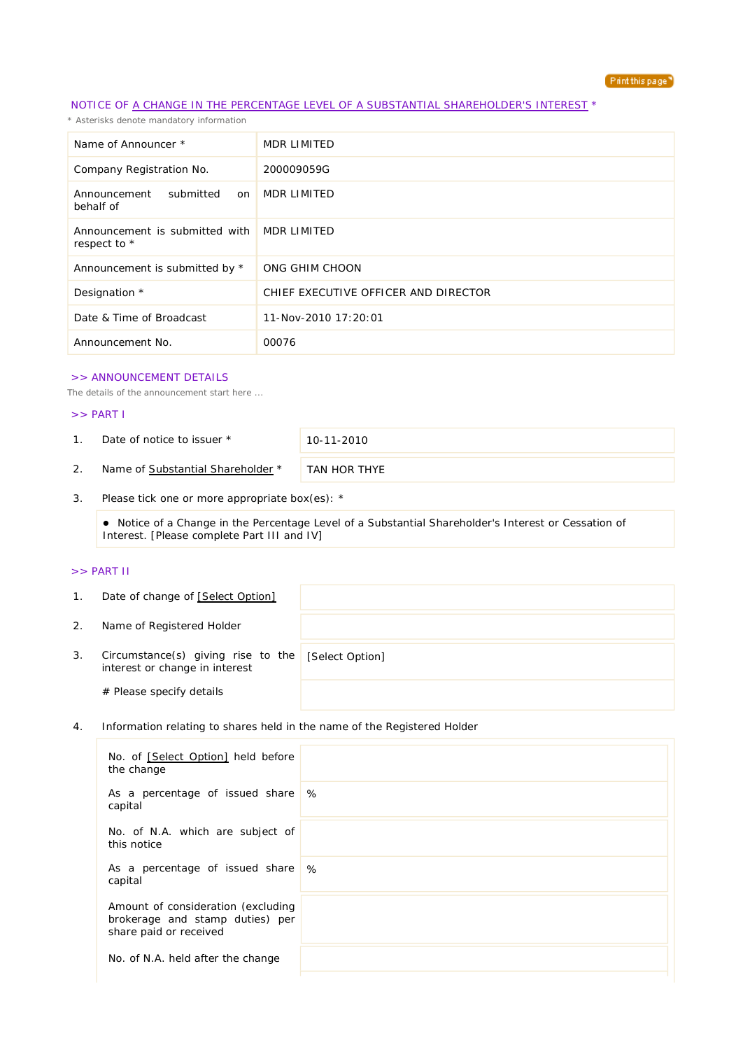NOTICE OF A CHANGE IN THE PERCENTAGE LEVEL OF A SUBSTANTIAL SHAREHOLDER'S INTEREST *

* Asterisks denote mandatory information

| | |
|---|---|
| Name of Announcer * | MDR LIMITED |
| Company Registration No. | 200009059G |
| Announcement submitted on behalf of | MDR LIMITED |
| Announcement is submitted with respect to * | MDR LIMITED |
| Announcement is submitted by * | ONG GHIM CHOON |
| Designation * | CHIEF EXECUTIVE OFFICER AND DIRECTOR |
| Date & Time of Broadcast | 11-Nov-2010 17:20:01 |
| Announcement No. | 00076 |

>> ANNOUNCEMENT DETAILS

The details of the announcement start here ...

>> PART I

| | | |
|---|---|---|
| 1. | Date of notice to issuer * | 10-11-2010 |
| 2. | Name of Substantial Shareholder * | TAN HOR THYE |

3. Please tick one or more appropriate box(es): *

- Notice of a Change in the Percentage Level of a Substantial Shareholder's Interest or Cessation of Interest. [Please complete Part III and IV]

>> PART II

| | | |
|---|---|---|
| 1. | Date of change of [Select Option] | |
| 2. | Name of Registered Holder | |
| 3. | Circumstance(s) giving rise to the interest or change in interest | [Select Option] |
| | # Please specify details | |

4. Information relating to shares held in the name of the Registered Holder

| | |
|---|---|
| No. of [Select Option] held before the change | |
| As a percentage of issued share capital | % |
| No. of N.A. which are subject of this notice | |
| As a percentage of issued share capital | % |
| Amount of consideration (excluding brokerage and stamp duties) per share paid or received | |
| No. of N.A. held after the change | |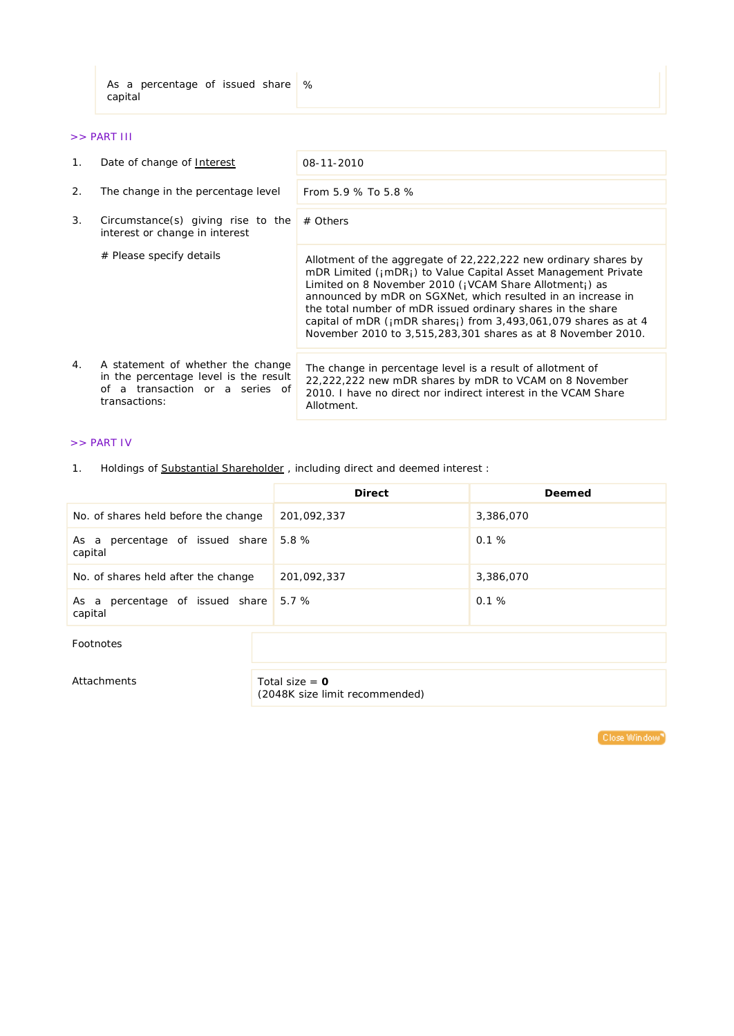| | |
|---|---|
| As a percentage of issued share capital | % |

>> PART III

| | | |
|---|---|---|
| 1. | Date of change of Interest | 08-11-2010 |
| 2. | The change in the percentage level | From 5.9 % To 5.8 % |
| 3. | Circumstance(s) giving rise to the interest or change in interest | # Others |
| | # Please specify details | Allotment of the aggregate of 22,222,222 new ordinary shares by mDR Limited (¡mDR¡) to Value Capital Asset Management Private Limited on 8 November 2010 (¡VCAM Share Allotment¡) as announced by mDR on SGXNet, which resulted in an increase in the total number of mDR issued ordinary shares in the share capital of mDR (¡mDR shares¡) from 3,493,061,079 shares as at 4 November 2010 to 3,515,283,301 shares as at 8 November 2010. |
| 4. | A statement of whether the change in the percentage level is the result of a transaction or a series of transactions: | The change in percentage level is a result of allotment of 22,222,222 new mDR shares by mDR to VCAM on 8 November 2010. I have no direct nor indirect interest in the VCAM Share Allotment. |

>> PART IV

1. Holdings of Substantial Shareholder , including direct and deemed interest :

| | Direct | Deemed |
|---|---|---|
| No. of shares held before the change | 201,092,337 | 3,386,070 |
| As a percentage of issued share capital | 5.8 % | 0.1 % |
| No. of shares held after the change | 201,092,337 | 3,386,070 |
| As a percentage of issued share capital | 5.7 % | 0.1 % |

| | |
|---|---|
| Footnotes | |
| Attachments | Total size = **0**<br>(2048K size limit recommended) |